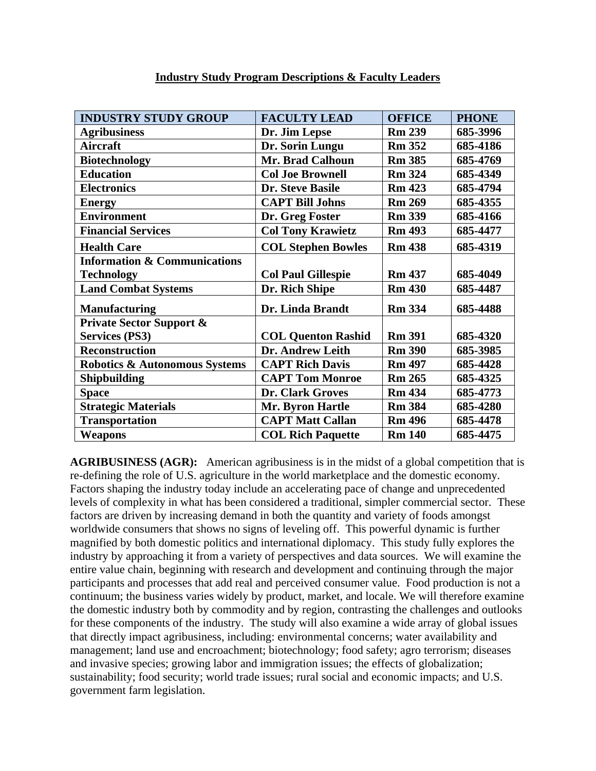# Industry Study Program Descriptions & Faculty Leaders

| INDUSTRY STUDY GROUP | FACULTY LEAD | OFFICE | PHONE |
|---|---|---|---|
| Agribusiness | Dr. Jim Lepse | Rm 239 | 685-3996 |
| Aircraft | Dr. Sorin Lungu | Rm 352 | 685-4186 |
| Biotechnology | Mr. Brad Calhoun | Rm 385 | 685-4769 |
| Education | Col Joe Brownell | Rm 324 | 685-4349 |
| Electronics | Dr. Steve Basile | Rm 423 | 685-4794 |
| Energy | CAPT Bill Johns | Rm 269 | 685-4355 |
| Environment | Dr. Greg Foster | Rm 339 | 685-4166 |
| Financial Services | Col Tony Krawietz | Rm 493 | 685-4477 |
| Health Care | COL Stephen Bowles | Rm 438 | 685-4319 |
| Information & Communications Technology | Col Paul Gillespie | Rm 437 | 685-4049 |
| Land Combat Systems | Dr. Rich Shipe | Rm 430 | 685-4487 |
| Manufacturing | Dr. Linda Brandt | Rm 334 | 685-4488 |
| Private Sector Support & Services (PS3) | COL Quenton Rashid | Rm 391 | 685-4320 |
| Reconstruction | Dr. Andrew Leith | Rm 390 | 685-3985 |
| Robotics & Autonomous Systems | CAPT Rich Davis | Rm 497 | 685-4428 |
| Shipbuilding | CAPT Tom Monroe | Rm 265 | 685-4325 |
| Space | Dr. Clark Groves | Rm 434 | 685-4773 |
| Strategic Materials | Mr. Byron Hartle | Rm 384 | 685-4280 |
| Transportation | CAPT Matt Callan | Rm 496 | 685-4478 |
| Weapons | COL Rich Paquette | Rm 140 | 685-4475 |

**AGRIBUSINESS (AGR):** American agribusiness is in the midst of a global competition that is re-defining the role of U.S. agriculture in the world marketplace and the domestic economy. Factors shaping the industry today include an accelerating pace of change and unprecedented levels of complexity in what has been considered a traditional, simpler commercial sector. These factors are driven by increasing demand in both the quantity and variety of foods amongst worldwide consumers that shows no signs of leveling off. This powerful dynamic is further magnified by both domestic politics and international diplomacy. This study fully explores the industry by approaching it from a variety of perspectives and data sources. We will examine the entire value chain, beginning with research and development and continuing through the major participants and processes that add real and perceived consumer value. Food production is not a continuum; the business varies widely by product, market, and locale. We will therefore examine the domestic industry both by commodity and by region, contrasting the challenges and outlooks for these components of the industry. The study will also examine a wide array of global issues that directly impact agribusiness, including: environmental concerns; water availability and management; land use and encroachment; biotechnology; food safety; agro terrorism; diseases and invasive species; growing labor and immigration issues; the effects of globalization; sustainability; food security; world trade issues; rural social and economic impacts; and U.S. government farm legislation.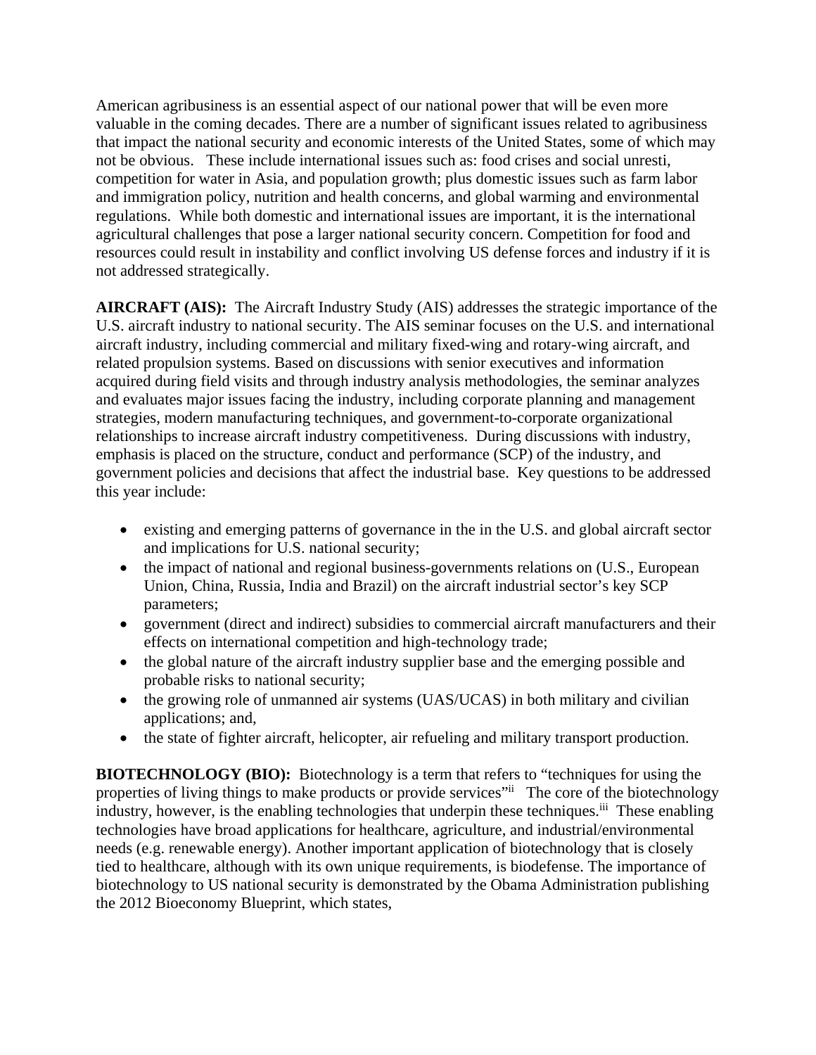American agribusiness is an essential aspect of our national power that will be even more valuable in the coming decades. There are a number of significant issues related to agribusiness that impact the national security and economic interests of the United States, some of which may not be obvious. These include international issues such as: food crises and social unresti, competition for water in Asia, and population growth; plus domestic issues such as farm labor and immigration policy, nutrition and health concerns, and global warming and environmental regulations. While both domestic and international issues are important, it is the international agricultural challenges that pose a larger national security concern. Competition for food and resources could result in instability and conflict involving US defense forces and industry if it is not addressed strategically.

**AIRCRAFT (AIS):** The Aircraft Industry Study (AIS) addresses the strategic importance of the U.S. aircraft industry to national security. The AIS seminar focuses on the U.S. and international aircraft industry, including commercial and military fixed-wing and rotary-wing aircraft, and related propulsion systems. Based on discussions with senior executives and information acquired during field visits and through industry analysis methodologies, the seminar analyzes and evaluates major issues facing the industry, including corporate planning and management strategies, modern manufacturing techniques, and government-to-corporate organizational relationships to increase aircraft industry competitiveness. During discussions with industry, emphasis is placed on the structure, conduct and performance (SCP) of the industry, and government policies and decisions that affect the industrial base. Key questions to be addressed this year include:

- existing and emerging patterns of governance in the in the U.S. and global aircraft sector and implications for U.S. national security;
- the impact of national and regional business-governments relations on (U.S., European Union, China, Russia, India and Brazil) on the aircraft industrial sector's key SCP parameters;
- government (direct and indirect) subsidies to commercial aircraft manufacturers and their effects on international competition and high-technology trade;
- the global nature of the aircraft industry supplier base and the emerging possible and probable risks to national security;
- the growing role of unmanned air systems (UAS/UCAS) in both military and civilian applications; and,
- the state of fighter aircraft, helicopter, air refueling and military transport production.

**BIOTECHNOLOGY (BIO):** Biotechnology is a term that refers to "techniques for using the properties of living things to make products or provide services"[ii] The core of the biotechnology industry, however, is the enabling technologies that underpin these techniques.[iii] These enabling technologies have broad applications for healthcare, agriculture, and industrial/environmental needs (e.g. renewable energy). Another important application of biotechnology that is closely tied to healthcare, although with its own unique requirements, is biodefense. The importance of biotechnology to US national security is demonstrated by the Obama Administration publishing the 2012 Bioeconomy Blueprint, which states,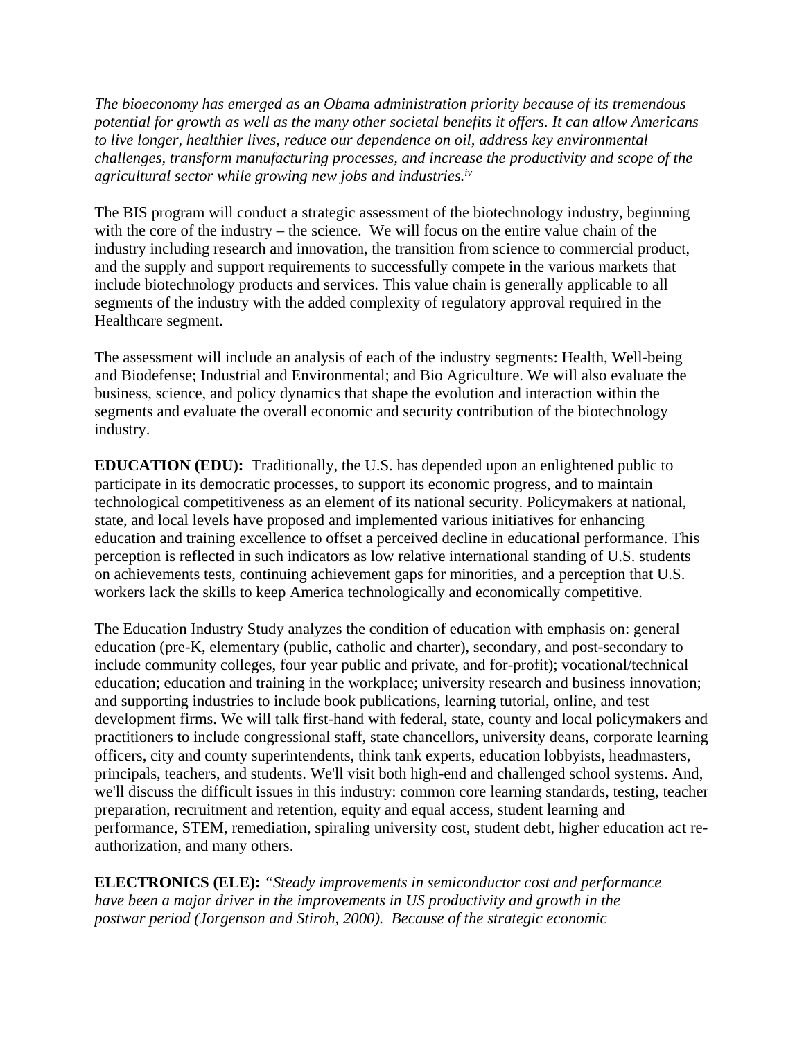*The bioeconomy has emerged as an Obama administration priority because of its tremendous potential for growth as well as the many other societal benefits it offers. It can allow Americans to live longer, healthier lives, reduce our dependence on oil, address key environmental challenges, transform manufacturing processes, and increase the productivity and scope of the agricultural sector while growing new jobs and industries.*[iv]

The BIS program will conduct a strategic assessment of the biotechnology industry, beginning with the core of the industry – the science. We will focus on the entire value chain of the industry including research and innovation, the transition from science to commercial product, and the supply and support requirements to successfully compete in the various markets that include biotechnology products and services. This value chain is generally applicable to all segments of the industry with the added complexity of regulatory approval required in the Healthcare segment.

The assessment will include an analysis of each of the industry segments: Health, Well-being and Biodefense; Industrial and Environmental; and Bio Agriculture. We will also evaluate the business, science, and policy dynamics that shape the evolution and interaction within the segments and evaluate the overall economic and security contribution of the biotechnology industry.

**EDUCATION (EDU):** Traditionally, the U.S. has depended upon an enlightened public to participate in its democratic processes, to support its economic progress, and to maintain technological competitiveness as an element of its national security. Policymakers at national, state, and local levels have proposed and implemented various initiatives for enhancing education and training excellence to offset a perceived decline in educational performance. This perception is reflected in such indicators as low relative international standing of U.S. students on achievements tests, continuing achievement gaps for minorities, and a perception that U.S. workers lack the skills to keep America technologically and economically competitive.

The Education Industry Study analyzes the condition of education with emphasis on: general education (pre-K, elementary (public, catholic and charter), secondary, and post-secondary to include community colleges, four year public and private, and for-profit); vocational/technical education; education and training in the workplace; university research and business innovation; and supporting industries to include book publications, learning tutorial, online, and test development firms. We will talk first-hand with federal, state, county and local policymakers and practitioners to include congressional staff, state chancellors, university deans, corporate learning officers, city and county superintendents, think tank experts, education lobbyists, headmasters, principals, teachers, and students. We'll visit both high-end and challenged school systems. And, we'll discuss the difficult issues in this industry: common core learning standards, testing, teacher preparation, recruitment and retention, equity and equal access, student learning and performance, STEM, remediation, spiraling university cost, student debt, higher education act re-authorization, and many others.

**ELECTRONICS (ELE):** *"Steady improvements in semiconductor cost and performance have been a major driver in the improvements in US productivity and growth in the postwar period (Jorgenson and Stiroh, 2000). Because of the strategic economic*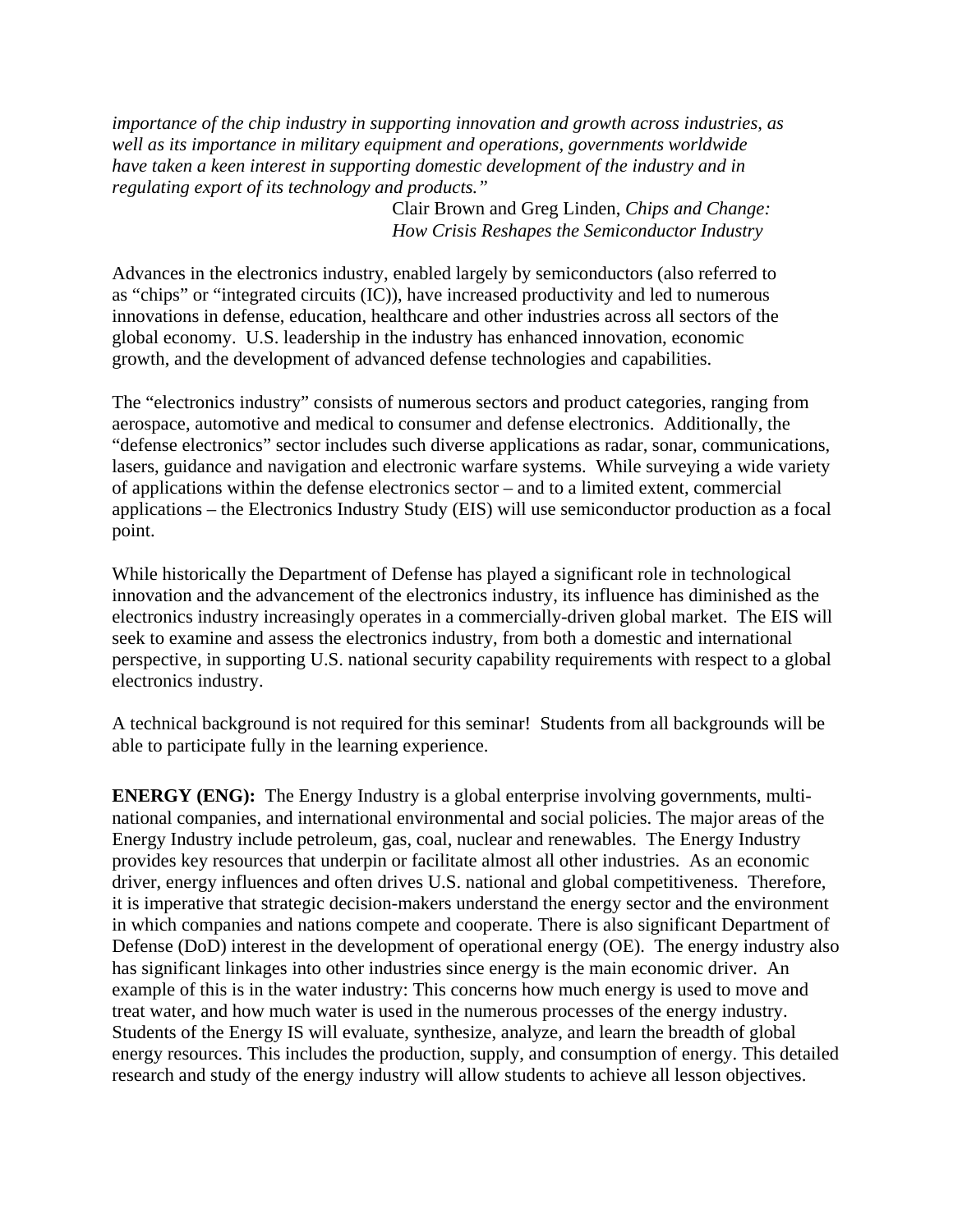*importance of the chip industry in supporting innovation and growth across industries, as well as its importance in military equipment and operations, governments worldwide have taken a keen interest in supporting domestic development of the industry and in regulating export of its technology and products."*

Clair Brown and Greg Linden, *Chips and Change: How Crisis Reshapes the Semiconductor Industry*

Advances in the electronics industry, enabled largely by semiconductors (also referred to as "chips" or "integrated circuits (IC)), have increased productivity and led to numerous innovations in defense, education, healthcare and other industries across all sectors of the global economy. U.S. leadership in the industry has enhanced innovation, economic growth, and the development of advanced defense technologies and capabilities.

The "electronics industry" consists of numerous sectors and product categories, ranging from aerospace, automotive and medical to consumer and defense electronics. Additionally, the "defense electronics" sector includes such diverse applications as radar, sonar, communications, lasers, guidance and navigation and electronic warfare systems. While surveying a wide variety of applications within the defense electronics sector – and to a limited extent, commercial applications – the Electronics Industry Study (EIS) will use semiconductor production as a focal point.

While historically the Department of Defense has played a significant role in technological innovation and the advancement of the electronics industry, its influence has diminished as the electronics industry increasingly operates in a commercially-driven global market. The EIS will seek to examine and assess the electronics industry, from both a domestic and international perspective, in supporting U.S. national security capability requirements with respect to a global electronics industry.

A technical background is not required for this seminar! Students from all backgrounds will be able to participate fully in the learning experience.

**ENERGY (ENG):** The Energy Industry is a global enterprise involving governments, multi-national companies, and international environmental and social policies. The major areas of the Energy Industry include petroleum, gas, coal, nuclear and renewables. The Energy Industry provides key resources that underpin or facilitate almost all other industries. As an economic driver, energy influences and often drives U.S. national and global competitiveness. Therefore, it is imperative that strategic decision-makers understand the energy sector and the environment in which companies and nations compete and cooperate. There is also significant Department of Defense (DoD) interest in the development of operational energy (OE). The energy industry also has significant linkages into other industries since energy is the main economic driver. An example of this is in the water industry: This concerns how much energy is used to move and treat water, and how much water is used in the numerous processes of the energy industry. Students of the Energy IS will evaluate, synthesize, analyze, and learn the breadth of global energy resources. This includes the production, supply, and consumption of energy. This detailed research and study of the energy industry will allow students to achieve all lesson objectives.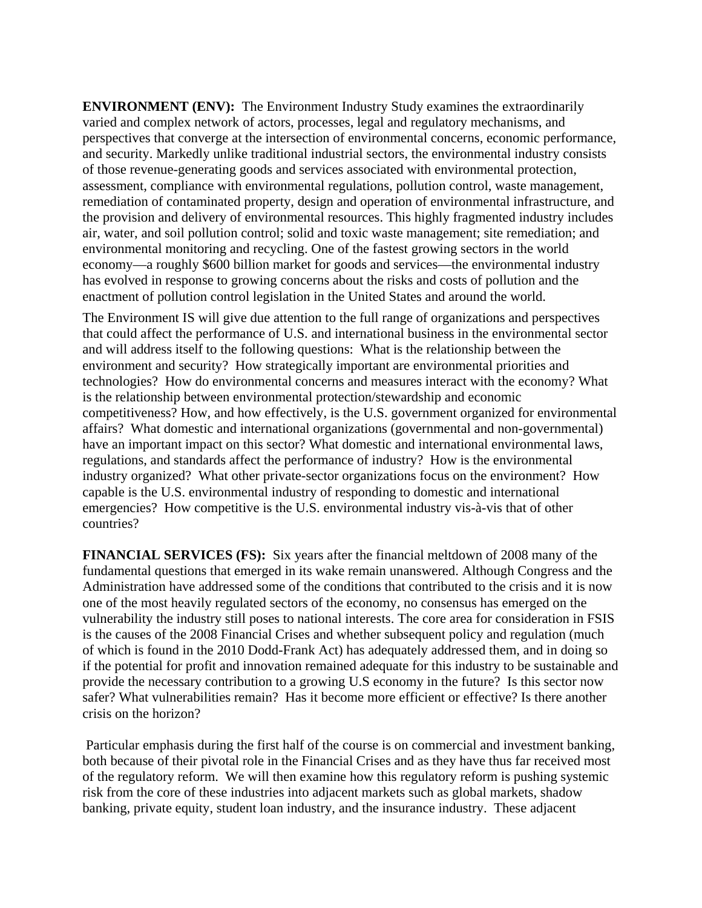**ENVIRONMENT (ENV):** The Environment Industry Study examines the extraordinarily varied and complex network of actors, processes, legal and regulatory mechanisms, and perspectives that converge at the intersection of environmental concerns, economic performance, and security. Markedly unlike traditional industrial sectors, the environmental industry consists of those revenue-generating goods and services associated with environmental protection, assessment, compliance with environmental regulations, pollution control, waste management, remediation of contaminated property, design and operation of environmental infrastructure, and the provision and delivery of environmental resources. This highly fragmented industry includes air, water, and soil pollution control; solid and toxic waste management; site remediation; and environmental monitoring and recycling. One of the fastest growing sectors in the world economy—a roughly $600 billion market for goods and services—the environmental industry has evolved in response to growing concerns about the risks and costs of pollution and the enactment of pollution control legislation in the United States and around the world.

The Environment IS will give due attention to the full range of organizations and perspectives that could affect the performance of U.S. and international business in the environmental sector and will address itself to the following questions: What is the relationship between the environment and security? How strategically important are environmental priorities and technologies? How do environmental concerns and measures interact with the economy? What is the relationship between environmental protection/stewardship and economic competitiveness? How, and how effectively, is the U.S. government organized for environmental affairs? What domestic and international organizations (governmental and non-governmental) have an important impact on this sector? What domestic and international environmental laws, regulations, and standards affect the performance of industry? How is the environmental industry organized? What other private-sector organizations focus on the environment? How capable is the U.S. environmental industry of responding to domestic and international emergencies? How competitive is the U.S. environmental industry vis-à-vis that of other countries?

**FINANCIAL SERVICES (FS):** Six years after the financial meltdown of 2008 many of the fundamental questions that emerged in its wake remain unanswered. Although Congress and the Administration have addressed some of the conditions that contributed to the crisis and it is now one of the most heavily regulated sectors of the economy, no consensus has emerged on the vulnerability the industry still poses to national interests. The core area for consideration in FSIS is the causes of the 2008 Financial Crises and whether subsequent policy and regulation (much of which is found in the 2010 Dodd-Frank Act) has adequately addressed them, and in doing so if the potential for profit and innovation remained adequate for this industry to be sustainable and provide the necessary contribution to a growing U.S economy in the future? Is this sector now safer? What vulnerabilities remain? Has it become more efficient or effective? Is there another crisis on the horizon?

Particular emphasis during the first half of the course is on commercial and investment banking, both because of their pivotal role in the Financial Crises and as they have thus far received most of the regulatory reform. We will then examine how this regulatory reform is pushing systemic risk from the core of these industries into adjacent markets such as global markets, shadow banking, private equity, student loan industry, and the insurance industry. These adjacent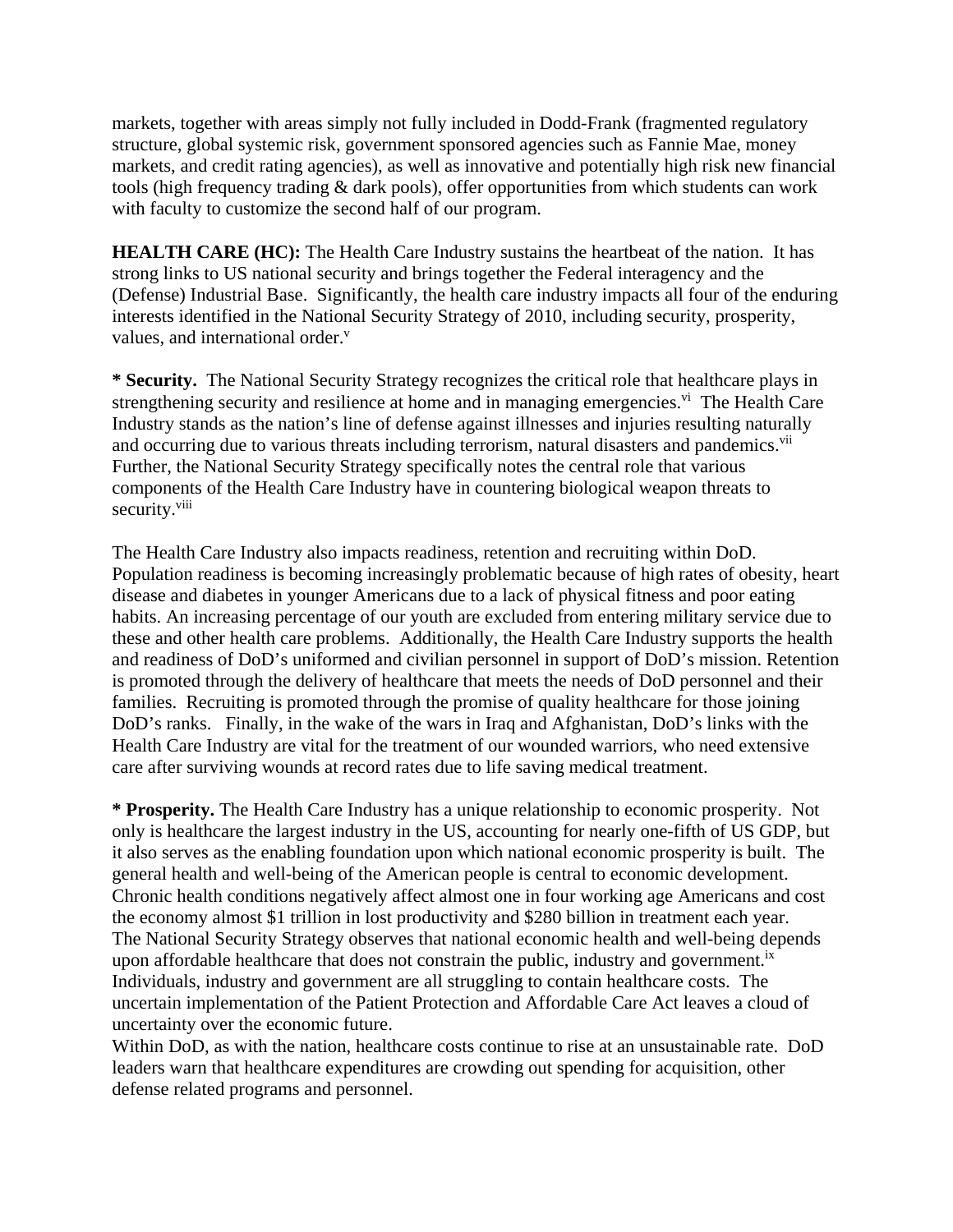markets, together with areas simply not fully included in Dodd-Frank (fragmented regulatory structure, global systemic risk, government sponsored agencies such as Fannie Mae, money markets, and credit rating agencies), as well as innovative and potentially high risk new financial tools (high frequency trading & dark pools), offer opportunities from which students can work with faculty to customize the second half of our program.

**HEALTH CARE (HC):** The Health Care Industry sustains the heartbeat of the nation. It has strong links to US national security and brings together the Federal interagency and the (Defense) Industrial Base. Significantly, the health care industry impacts all four of the enduring interests identified in the National Security Strategy of 2010, including security, prosperity, values, and international order.[v]

**\* Security.** The National Security Strategy recognizes the critical role that healthcare plays in strengthening security and resilience at home and in managing emergencies.[vi] The Health Care Industry stands as the nation's line of defense against illnesses and injuries resulting naturally and occurring due to various threats including terrorism, natural disasters and pandemics.[vii] Further, the National Security Strategy specifically notes the central role that various components of the Health Care Industry have in countering biological weapon threats to security.[viii]

The Health Care Industry also impacts readiness, retention and recruiting within DoD. Population readiness is becoming increasingly problematic because of high rates of obesity, heart disease and diabetes in younger Americans due to a lack of physical fitness and poor eating habits. An increasing percentage of our youth are excluded from entering military service due to these and other health care problems. Additionally, the Health Care Industry supports the health and readiness of DoD's uniformed and civilian personnel in support of DoD's mission. Retention is promoted through the delivery of healthcare that meets the needs of DoD personnel and their families. Recruiting is promoted through the promise of quality healthcare for those joining DoD's ranks. Finally, in the wake of the wars in Iraq and Afghanistan, DoD's links with the Health Care Industry are vital for the treatment of our wounded warriors, who need extensive care after surviving wounds at record rates due to life saving medical treatment.

**\* Prosperity.** The Health Care Industry has a unique relationship to economic prosperity. Not only is healthcare the largest industry in the US, accounting for nearly one-fifth of US GDP, but it also serves as the enabling foundation upon which national economic prosperity is built. The general health and well-being of the American people is central to economic development. Chronic health conditions negatively affect almost one in four working age Americans and cost the economy almost $1 trillion in lost productivity and $280 billion in treatment each year. The National Security Strategy observes that national economic health and well-being depends upon affordable healthcare that does not constrain the public, industry and government.[ix] Individuals, industry and government are all struggling to contain healthcare costs. The uncertain implementation of the Patient Protection and Affordable Care Act leaves a cloud of uncertainty over the economic future.

Within DoD, as with the nation, healthcare costs continue to rise at an unsustainable rate. DoD leaders warn that healthcare expenditures are crowding out spending for acquisition, other defense related programs and personnel.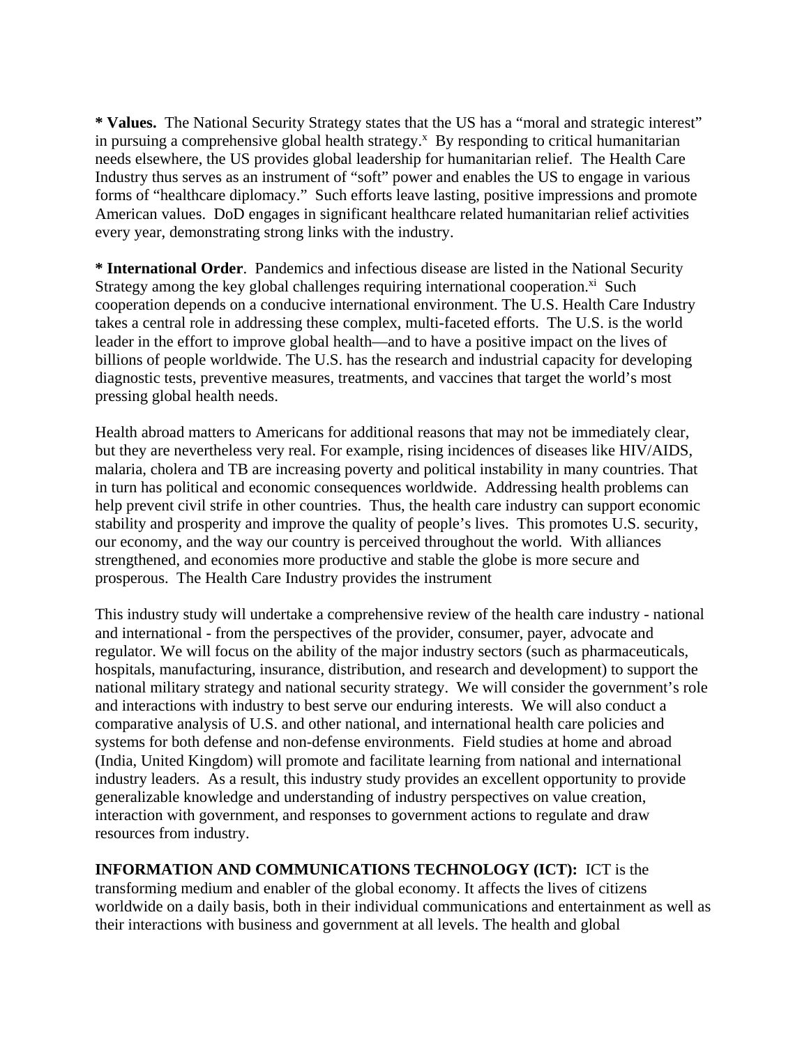**\* Values.** The National Security Strategy states that the US has a "moral and strategic interest" in pursuing a comprehensive global health strategy.[x] By responding to critical humanitarian needs elsewhere, the US provides global leadership for humanitarian relief. The Health Care Industry thus serves as an instrument of "soft" power and enables the US to engage in various forms of "healthcare diplomacy." Such efforts leave lasting, positive impressions and promote American values. DoD engages in significant healthcare related humanitarian relief activities every year, demonstrating strong links with the industry.

**\* International Order**. Pandemics and infectious disease are listed in the National Security Strategy among the key global challenges requiring international cooperation.[xi] Such cooperation depends on a conducive international environment. The U.S. Health Care Industry takes a central role in addressing these complex, multi-faceted efforts. The U.S. is the world leader in the effort to improve global health—and to have a positive impact on the lives of billions of people worldwide. The U.S. has the research and industrial capacity for developing diagnostic tests, preventive measures, treatments, and vaccines that target the world's most pressing global health needs.

Health abroad matters to Americans for additional reasons that may not be immediately clear, but they are nevertheless very real. For example, rising incidences of diseases like HIV/AIDS, malaria, cholera and TB are increasing poverty and political instability in many countries. That in turn has political and economic consequences worldwide. Addressing health problems can help prevent civil strife in other countries. Thus, the health care industry can support economic stability and prosperity and improve the quality of people's lives. This promotes U.S. security, our economy, and the way our country is perceived throughout the world. With alliances strengthened, and economies more productive and stable the globe is more secure and prosperous. The Health Care Industry provides the instrument

This industry study will undertake a comprehensive review of the health care industry - national and international - from the perspectives of the provider, consumer, payer, advocate and regulator. We will focus on the ability of the major industry sectors (such as pharmaceuticals, hospitals, manufacturing, insurance, distribution, and research and development) to support the national military strategy and national security strategy. We will consider the government's role and interactions with industry to best serve our enduring interests. We will also conduct a comparative analysis of U.S. and other national, and international health care policies and systems for both defense and non-defense environments. Field studies at home and abroad (India, United Kingdom) will promote and facilitate learning from national and international industry leaders. As a result, this industry study provides an excellent opportunity to provide generalizable knowledge and understanding of industry perspectives on value creation, interaction with government, and responses to government actions to regulate and draw resources from industry.

**INFORMATION AND COMMUNICATIONS TECHNOLOGY (ICT):** ICT is the transforming medium and enabler of the global economy. It affects the lives of citizens worldwide on a daily basis, both in their individual communications and entertainment as well as their interactions with business and government at all levels. The health and global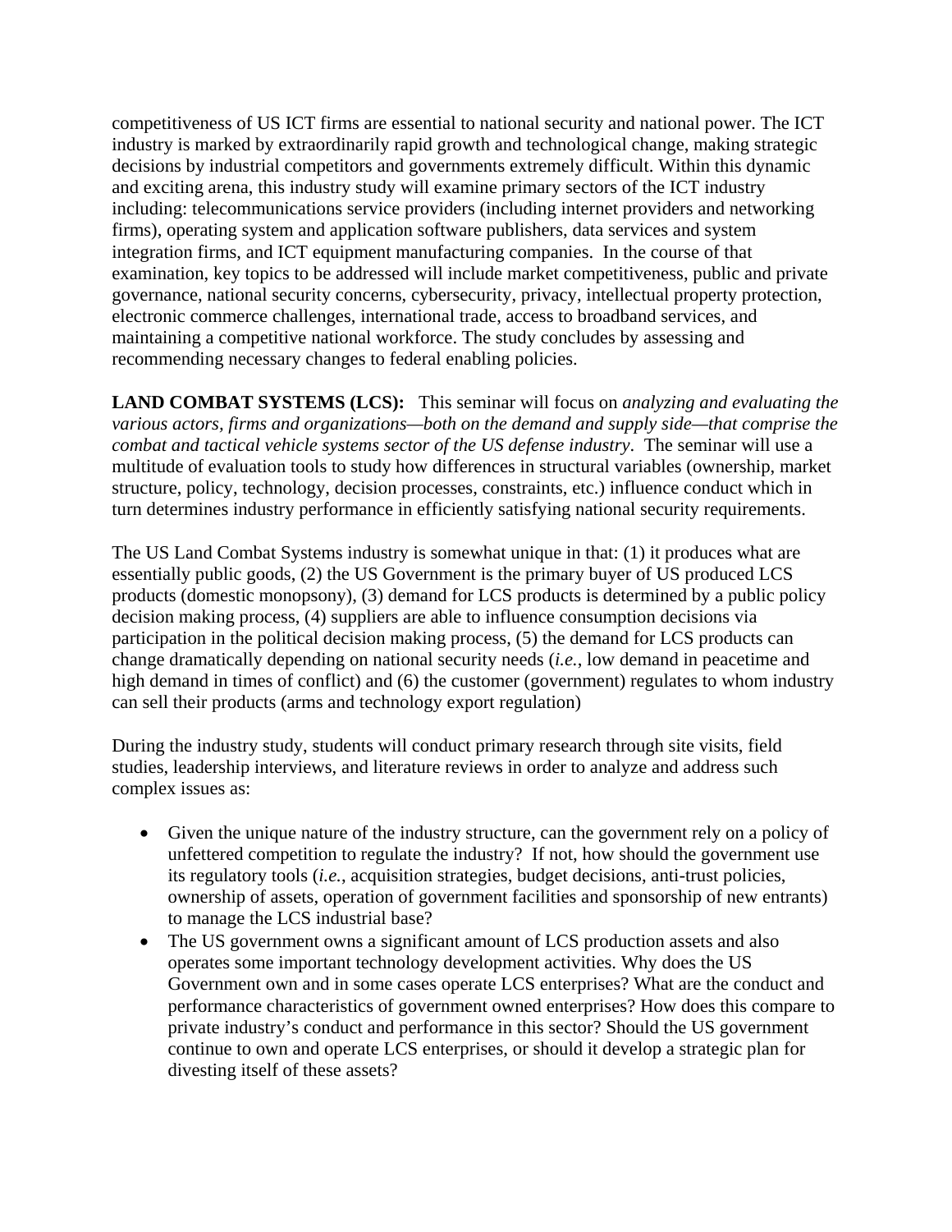competitiveness of US ICT firms are essential to national security and national power. The ICT industry is marked by extraordinarily rapid growth and technological change, making strategic decisions by industrial competitors and governments extremely difficult. Within this dynamic and exciting arena, this industry study will examine primary sectors of the ICT industry including: telecommunications service providers (including internet providers and networking firms), operating system and application software publishers, data services and system integration firms, and ICT equipment manufacturing companies. In the course of that examination, key topics to be addressed will include market competitiveness, public and private governance, national security concerns, cybersecurity, privacy, intellectual property protection, electronic commerce challenges, international trade, access to broadband services, and maintaining a competitive national workforce. The study concludes by assessing and recommending necessary changes to federal enabling policies.

**LAND COMBAT SYSTEMS (LCS):** This seminar will focus on *analyzing and evaluating the various actors, firms and organizations—both on the demand and supply side—that comprise the combat and tactical vehicle systems sector of the US defense industry*. The seminar will use a multitude of evaluation tools to study how differences in structural variables (ownership, market structure, policy, technology, decision processes, constraints, etc.) influence conduct which in turn determines industry performance in efficiently satisfying national security requirements.

The US Land Combat Systems industry is somewhat unique in that: (1) it produces what are essentially public goods, (2) the US Government is the primary buyer of US produced LCS products (domestic monopsony), (3) demand for LCS products is determined by a public policy decision making process, (4) suppliers are able to influence consumption decisions via participation in the political decision making process, (5) the demand for LCS products can change dramatically depending on national security needs (*i.e.*, low demand in peacetime and high demand in times of conflict) and (6) the customer (government) regulates to whom industry can sell their products (arms and technology export regulation)

During the industry study, students will conduct primary research through site visits, field studies, leadership interviews, and literature reviews in order to analyze and address such complex issues as:

- Given the unique nature of the industry structure, can the government rely on a policy of unfettered competition to regulate the industry? If not, how should the government use its regulatory tools (*i.e.*, acquisition strategies, budget decisions, anti-trust policies, ownership of assets, operation of government facilities and sponsorship of new entrants) to manage the LCS industrial base?
- The US government owns a significant amount of LCS production assets and also operates some important technology development activities. Why does the US Government own and in some cases operate LCS enterprises? What are the conduct and performance characteristics of government owned enterprises? How does this compare to private industry's conduct and performance in this sector? Should the US government continue to own and operate LCS enterprises, or should it develop a strategic plan for divesting itself of these assets?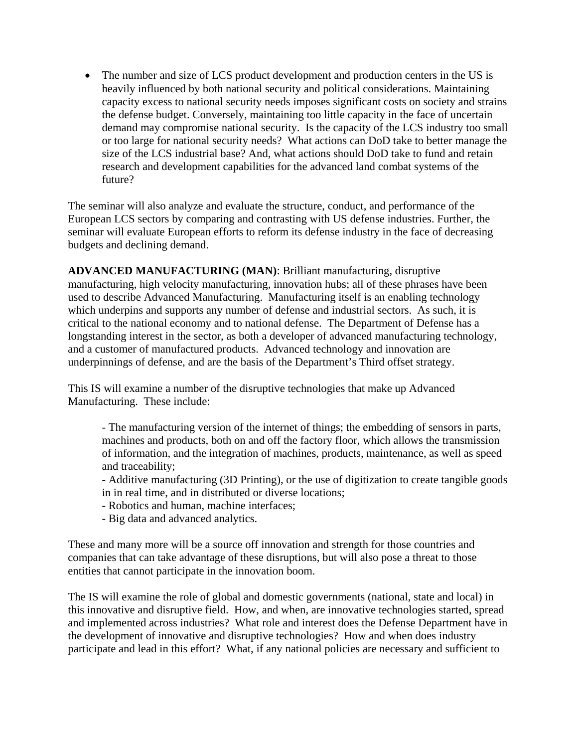- The number and size of LCS product development and production centers in the US is heavily influenced by both national security and political considerations. Maintaining capacity excess to national security needs imposes significant costs on society and strains the defense budget. Conversely, maintaining too little capacity in the face of uncertain demand may compromise national security. Is the capacity of the LCS industry too small or too large for national security needs? What actions can DoD take to better manage the size of the LCS industrial base? And, what actions should DoD take to fund and retain research and development capabilities for the advanced land combat systems of the future?

The seminar will also analyze and evaluate the structure, conduct, and performance of the European LCS sectors by comparing and contrasting with US defense industries. Further, the seminar will evaluate European efforts to reform its defense industry in the face of decreasing budgets and declining demand.

**ADVANCED MANUFACTURING (MAN)**: Brilliant manufacturing, disruptive manufacturing, high velocity manufacturing, innovation hubs; all of these phrases have been used to describe Advanced Manufacturing. Manufacturing itself is an enabling technology which underpins and supports any number of defense and industrial sectors. As such, it is critical to the national economy and to national defense. The Department of Defense has a longstanding interest in the sector, as both a developer of advanced manufacturing technology, and a customer of manufactured products. Advanced technology and innovation are underpinnings of defense, and are the basis of the Department's Third offset strategy.

This IS will examine a number of the disruptive technologies that make up Advanced Manufacturing. These include:

- The manufacturing version of the internet of things; the embedding of sensors in parts, machines and products, both on and off the factory floor, which allows the transmission of information, and the integration of machines, products, maintenance, as well as speed and traceability;
- Additive manufacturing (3D Printing), or the use of digitization to create tangible goods in in real time, and in distributed or diverse locations;
- Robotics and human, machine interfaces;
- Big data and advanced analytics.

These and many more will be a source off innovation and strength for those countries and companies that can take advantage of these disruptions, but will also pose a threat to those entities that cannot participate in the innovation boom.

The IS will examine the role of global and domestic governments (national, state and local) in this innovative and disruptive field. How, and when, are innovative technologies started, spread and implemented across industries? What role and interest does the Defense Department have in the development of innovative and disruptive technologies? How and when does industry participate and lead in this effort? What, if any national policies are necessary and sufficient to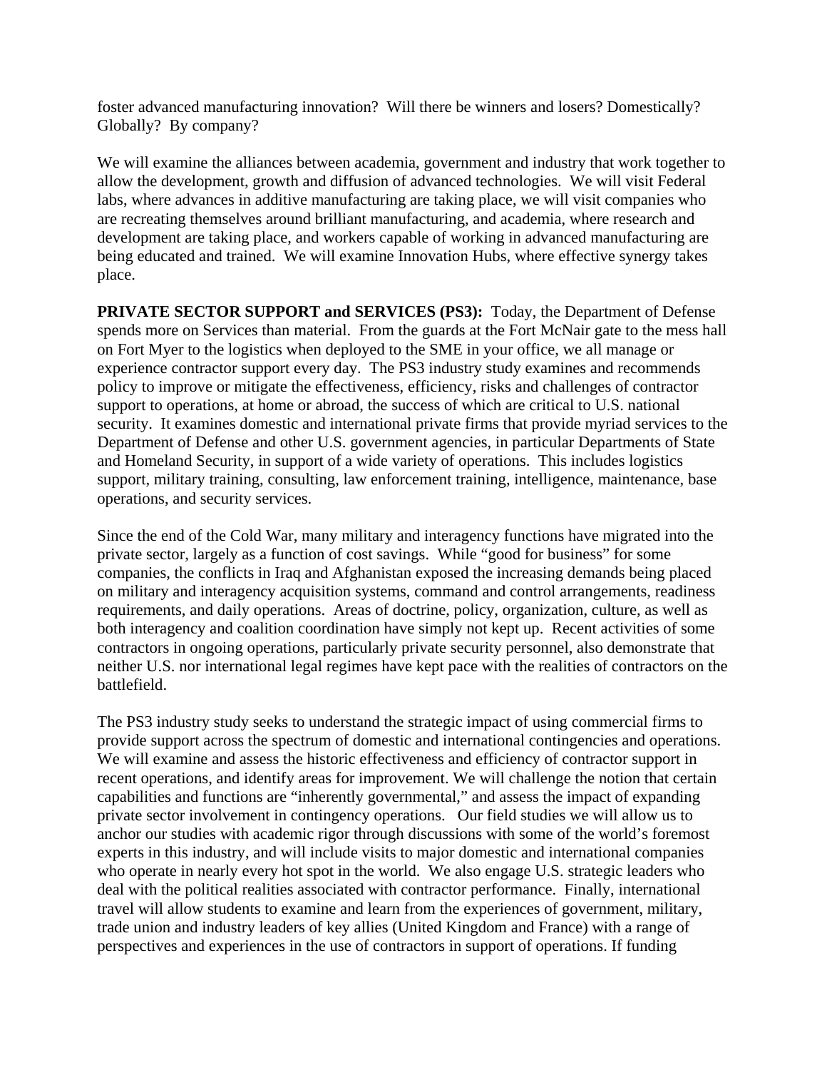foster advanced manufacturing innovation? Will there be winners and losers? Domestically? Globally? By company?

We will examine the alliances between academia, government and industry that work together to allow the development, growth and diffusion of advanced technologies. We will visit Federal labs, where advances in additive manufacturing are taking place, we will visit companies who are recreating themselves around brilliant manufacturing, and academia, where research and development are taking place, and workers capable of working in advanced manufacturing are being educated and trained. We will examine Innovation Hubs, where effective synergy takes place.

**PRIVATE SECTOR SUPPORT and SERVICES (PS3):** Today, the Department of Defense spends more on Services than material. From the guards at the Fort McNair gate to the mess hall on Fort Myer to the logistics when deployed to the SME in your office, we all manage or experience contractor support every day. The PS3 industry study examines and recommends policy to improve or mitigate the effectiveness, efficiency, risks and challenges of contractor support to operations, at home or abroad, the success of which are critical to U.S. national security. It examines domestic and international private firms that provide myriad services to the Department of Defense and other U.S. government agencies, in particular Departments of State and Homeland Security, in support of a wide variety of operations. This includes logistics support, military training, consulting, law enforcement training, intelligence, maintenance, base operations, and security services.

Since the end of the Cold War, many military and interagency functions have migrated into the private sector, largely as a function of cost savings. While "good for business" for some companies, the conflicts in Iraq and Afghanistan exposed the increasing demands being placed on military and interagency acquisition systems, command and control arrangements, readiness requirements, and daily operations. Areas of doctrine, policy, organization, culture, as well as both interagency and coalition coordination have simply not kept up. Recent activities of some contractors in ongoing operations, particularly private security personnel, also demonstrate that neither U.S. nor international legal regimes have kept pace with the realities of contractors on the battlefield.

The PS3 industry study seeks to understand the strategic impact of using commercial firms to provide support across the spectrum of domestic and international contingencies and operations. We will examine and assess the historic effectiveness and efficiency of contractor support in recent operations, and identify areas for improvement. We will challenge the notion that certain capabilities and functions are "inherently governmental," and assess the impact of expanding private sector involvement in contingency operations. Our field studies we will allow us to anchor our studies with academic rigor through discussions with some of the world's foremost experts in this industry, and will include visits to major domestic and international companies who operate in nearly every hot spot in the world. We also engage U.S. strategic leaders who deal with the political realities associated with contractor performance. Finally, international travel will allow students to examine and learn from the experiences of government, military, trade union and industry leaders of key allies (United Kingdom and France) with a range of perspectives and experiences in the use of contractors in support of operations. If funding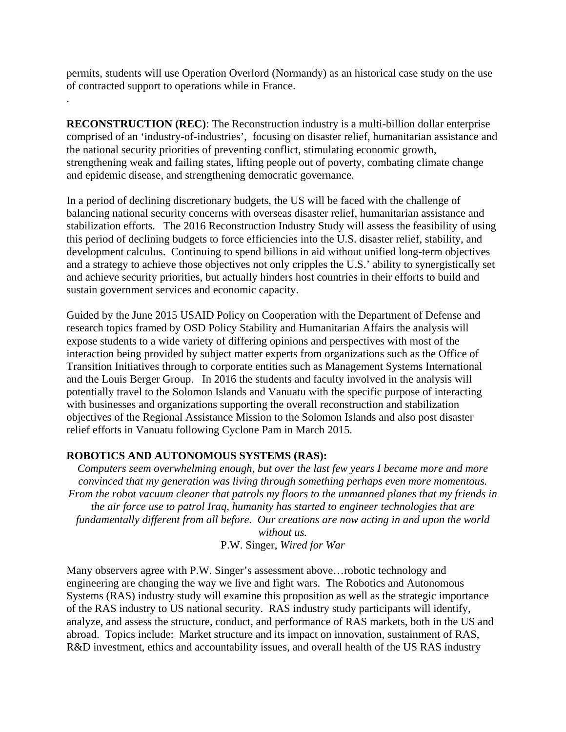permits, students will use Operation Overlord (Normandy) as an historical case study on the use of contracted support to operations while in France.

.

**RECONSTRUCTION (REC)**: The Reconstruction industry is a multi-billion dollar enterprise comprised of an 'industry-of-industries', focusing on disaster relief, humanitarian assistance and the national security priorities of preventing conflict, stimulating economic growth, strengthening weak and failing states, lifting people out of poverty, combating climate change and epidemic disease, and strengthening democratic governance.

In a period of declining discretionary budgets, the US will be faced with the challenge of balancing national security concerns with overseas disaster relief, humanitarian assistance and stabilization efforts. The 2016 Reconstruction Industry Study will assess the feasibility of using this period of declining budgets to force efficiencies into the U.S. disaster relief, stability, and development calculus. Continuing to spend billions in aid without unified long-term objectives and a strategy to achieve those objectives not only cripples the U.S.' ability to synergistically set and achieve security priorities, but actually hinders host countries in their efforts to build and sustain government services and economic capacity.

Guided by the June 2015 USAID Policy on Cooperation with the Department of Defense and research topics framed by OSD Policy Stability and Humanitarian Affairs the analysis will expose students to a wide variety of differing opinions and perspectives with most of the interaction being provided by subject matter experts from organizations such as the Office of Transition Initiatives through to corporate entities such as Management Systems International and the Louis Berger Group. In 2016 the students and faculty involved in the analysis will potentially travel to the Solomon Islands and Vanuatu with the specific purpose of interacting with businesses and organizations supporting the overall reconstruction and stabilization objectives of the Regional Assistance Mission to the Solomon Islands and also post disaster relief efforts in Vanuatu following Cyclone Pam in March 2015.

**ROBOTICS AND AUTONOMOUS SYSTEMS (RAS):**

*Computers seem overwhelming enough, but over the last few years I became more and more convinced that my generation was living through something perhaps even more momentous. From the robot vacuum cleaner that patrols my floors to the unmanned planes that my friends in the air force use to patrol Iraq, humanity has started to engineer technologies that are fundamentally different from all before. Our creations are now acting in and upon the world without us.*

P.W. Singer, *Wired for War*

Many observers agree with P.W. Singer's assessment above…robotic technology and engineering are changing the way we live and fight wars. The Robotics and Autonomous Systems (RAS) industry study will examine this proposition as well as the strategic importance of the RAS industry to US national security. RAS industry study participants will identify, analyze, and assess the structure, conduct, and performance of RAS markets, both in the US and abroad. Topics include: Market structure and its impact on innovation, sustainment of RAS, R&D investment, ethics and accountability issues, and overall health of the US RAS industry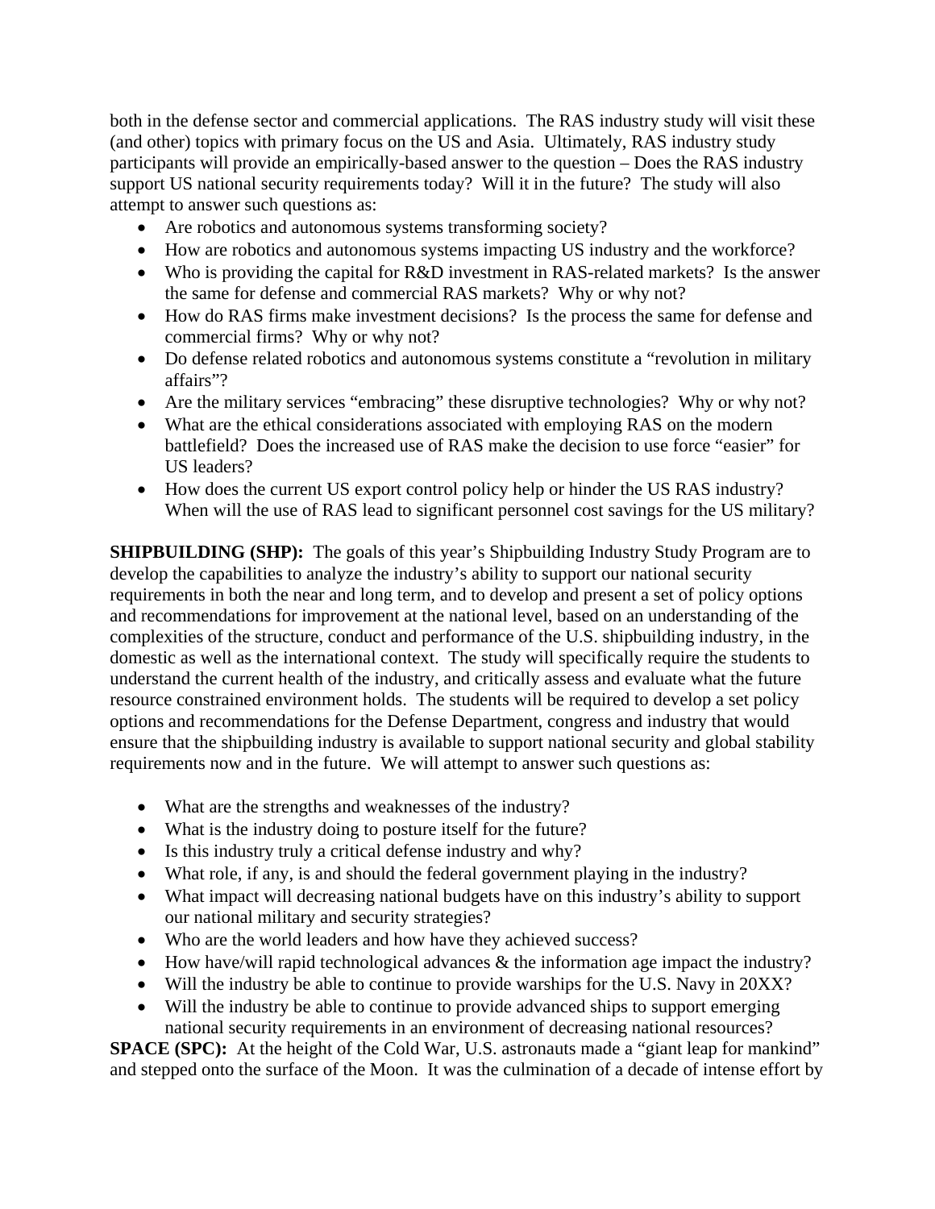both in the defense sector and commercial applications. The RAS industry study will visit these (and other) topics with primary focus on the US and Asia. Ultimately, RAS industry study participants will provide an empirically-based answer to the question – Does the RAS industry support US national security requirements today? Will it in the future? The study will also attempt to answer such questions as:

- Are robotics and autonomous systems transforming society?
- How are robotics and autonomous systems impacting US industry and the workforce?
- Who is providing the capital for R&D investment in RAS-related markets? Is the answer the same for defense and commercial RAS markets? Why or why not?
- How do RAS firms make investment decisions? Is the process the same for defense and commercial firms? Why or why not?
- Do defense related robotics and autonomous systems constitute a "revolution in military affairs"?
- Are the military services "embracing" these disruptive technologies? Why or why not?
- What are the ethical considerations associated with employing RAS on the modern battlefield? Does the increased use of RAS make the decision to use force "easier" for US leaders?
- How does the current US export control policy help or hinder the US RAS industry? When will the use of RAS lead to significant personnel cost savings for the US military?

**SHIPBUILDING (SHP):** The goals of this year's Shipbuilding Industry Study Program are to develop the capabilities to analyze the industry's ability to support our national security requirements in both the near and long term, and to develop and present a set of policy options and recommendations for improvement at the national level, based on an understanding of the complexities of the structure, conduct and performance of the U.S. shipbuilding industry, in the domestic as well as the international context. The study will specifically require the students to understand the current health of the industry, and critically assess and evaluate what the future resource constrained environment holds. The students will be required to develop a set policy options and recommendations for the Defense Department, congress and industry that would ensure that the shipbuilding industry is available to support national security and global stability requirements now and in the future. We will attempt to answer such questions as:

- What are the strengths and weaknesses of the industry?
- What is the industry doing to posture itself for the future?
- Is this industry truly a critical defense industry and why?
- What role, if any, is and should the federal government playing in the industry?
- What impact will decreasing national budgets have on this industry's ability to support our national military and security strategies?
- Who are the world leaders and how have they achieved success?
- How have/will rapid technological advances & the information age impact the industry?
- Will the industry be able to continue to provide warships for the U.S. Navy in 20XX?
- Will the industry be able to continue to provide advanced ships to support emerging national security requirements in an environment of decreasing national resources?

**SPACE (SPC):** At the height of the Cold War, U.S. astronauts made a "giant leap for mankind" and stepped onto the surface of the Moon. It was the culmination of a decade of intense effort by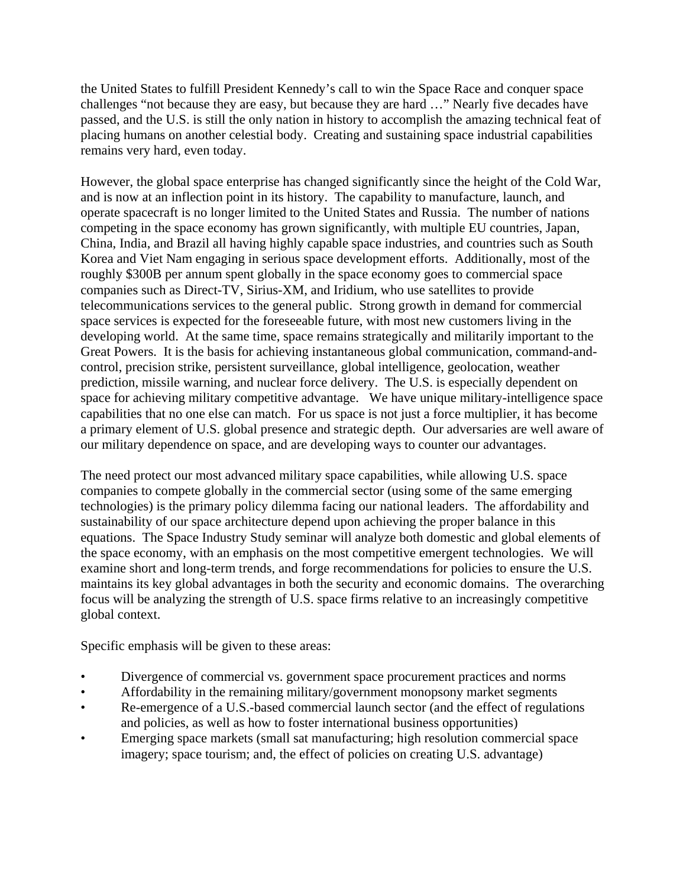the United States to fulfill President Kennedy's call to win the Space Race and conquer space challenges "not because they are easy, but because they are hard …" Nearly five decades have passed, and the U.S. is still the only nation in history to accomplish the amazing technical feat of placing humans on another celestial body. Creating and sustaining space industrial capabilities remains very hard, even today.

However, the global space enterprise has changed significantly since the height of the Cold War, and is now at an inflection point in its history. The capability to manufacture, launch, and operate spacecraft is no longer limited to the United States and Russia. The number of nations competing in the space economy has grown significantly, with multiple EU countries, Japan, China, India, and Brazil all having highly capable space industries, and countries such as South Korea and Viet Nam engaging in serious space development efforts. Additionally, most of the roughly $300B per annum spent globally in the space economy goes to commercial space companies such as Direct-TV, Sirius-XM, and Iridium, who use satellites to provide telecommunications services to the general public. Strong growth in demand for commercial space services is expected for the foreseeable future, with most new customers living in the developing world. At the same time, space remains strategically and militarily important to the Great Powers. It is the basis for achieving instantaneous global communication, command-and-control, precision strike, persistent surveillance, global intelligence, geolocation, weather prediction, missile warning, and nuclear force delivery. The U.S. is especially dependent on space for achieving military competitive advantage. We have unique military-intelligence space capabilities that no one else can match. For us space is not just a force multiplier, it has become a primary element of U.S. global presence and strategic depth. Our adversaries are well aware of our military dependence on space, and are developing ways to counter our advantages.

The need protect our most advanced military space capabilities, while allowing U.S. space companies to compete globally in the commercial sector (using some of the same emerging technologies) is the primary policy dilemma facing our national leaders. The affordability and sustainability of our space architecture depend upon achieving the proper balance in this equations. The Space Industry Study seminar will analyze both domestic and global elements of the space economy, with an emphasis on the most competitive emergent technologies. We will examine short and long-term trends, and forge recommendations for policies to ensure the U.S. maintains its key global advantages in both the security and economic domains. The overarching focus will be analyzing the strength of U.S. space firms relative to an increasingly competitive global context.

Specific emphasis will be given to these areas:

- Divergence of commercial vs. government space procurement practices and norms
- Affordability in the remaining military/government monopsony market segments
- Re-emergence of a U.S.-based commercial launch sector (and the effect of regulations and policies, as well as how to foster international business opportunities)
- Emerging space markets (small sat manufacturing; high resolution commercial space imagery; space tourism; and, the effect of policies on creating U.S. advantage)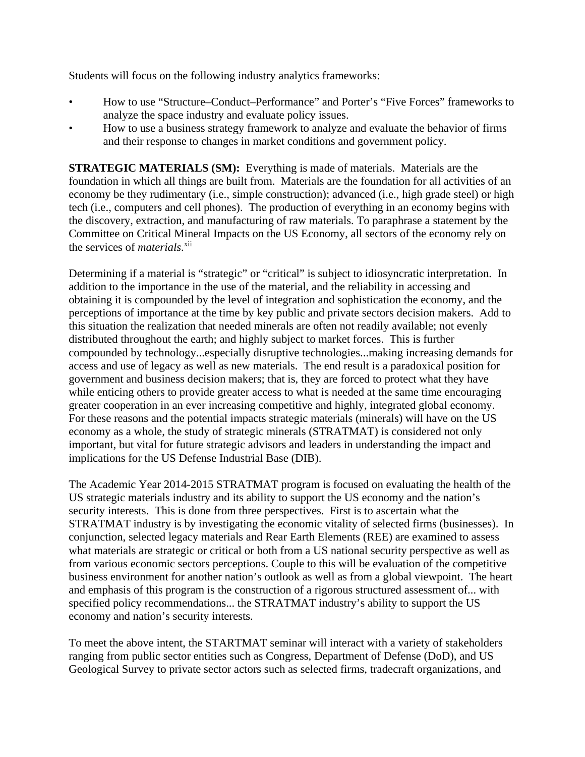Students will focus on the following industry analytics frameworks:

- How to use "Structure–Conduct–Performance" and Porter's "Five Forces" frameworks to analyze the space industry and evaluate policy issues.
- How to use a business strategy framework to analyze and evaluate the behavior of firms and their response to changes in market conditions and government policy.

**STRATEGIC MATERIALS (SM):** Everything is made of materials. Materials are the foundation in which all things are built from. Materials are the foundation for all activities of an economy be they rudimentary (i.e., simple construction); advanced (i.e., high grade steel) or high tech (i.e., computers and cell phones). The production of everything in an economy begins with the discovery, extraction, and manufacturing of raw materials. To paraphrase a statement by the Committee on Critical Mineral Impacts on the US Economy, all sectors of the economy rely on the services of *materials*.[xii]

Determining if a material is "strategic" or "critical" is subject to idiosyncratic interpretation. In addition to the importance in the use of the material, and the reliability in accessing and obtaining it is compounded by the level of integration and sophistication the economy, and the perceptions of importance at the time by key public and private sectors decision makers. Add to this situation the realization that needed minerals are often not readily available; not evenly distributed throughout the earth; and highly subject to market forces. This is further compounded by technology...especially disruptive technologies...making increasing demands for access and use of legacy as well as new materials. The end result is a paradoxical position for government and business decision makers; that is, they are forced to protect what they have while enticing others to provide greater access to what is needed at the same time encouraging greater cooperation in an ever increasing competitive and highly, integrated global economy. For these reasons and the potential impacts strategic materials (minerals) will have on the US economy as a whole, the study of strategic minerals (STRATMAT) is considered not only important, but vital for future strategic advisors and leaders in understanding the impact and implications for the US Defense Industrial Base (DIB).

The Academic Year 2014-2015 STRATMAT program is focused on evaluating the health of the US strategic materials industry and its ability to support the US economy and the nation's security interests. This is done from three perspectives. First is to ascertain what the STRATMAT industry is by investigating the economic vitality of selected firms (businesses). In conjunction, selected legacy materials and Rear Earth Elements (REE) are examined to assess what materials are strategic or critical or both from a US national security perspective as well as from various economic sectors perceptions. Couple to this will be evaluation of the competitive business environment for another nation's outlook as well as from a global viewpoint. The heart and emphasis of this program is the construction of a rigorous structured assessment of... with specified policy recommendations... the STRATMAT industry's ability to support the US economy and nation's security interests.

To meet the above intent, the STARTMAT seminar will interact with a variety of stakeholders ranging from public sector entities such as Congress, Department of Defense (DoD), and US Geological Survey to private sector actors such as selected firms, tradecraft organizations, and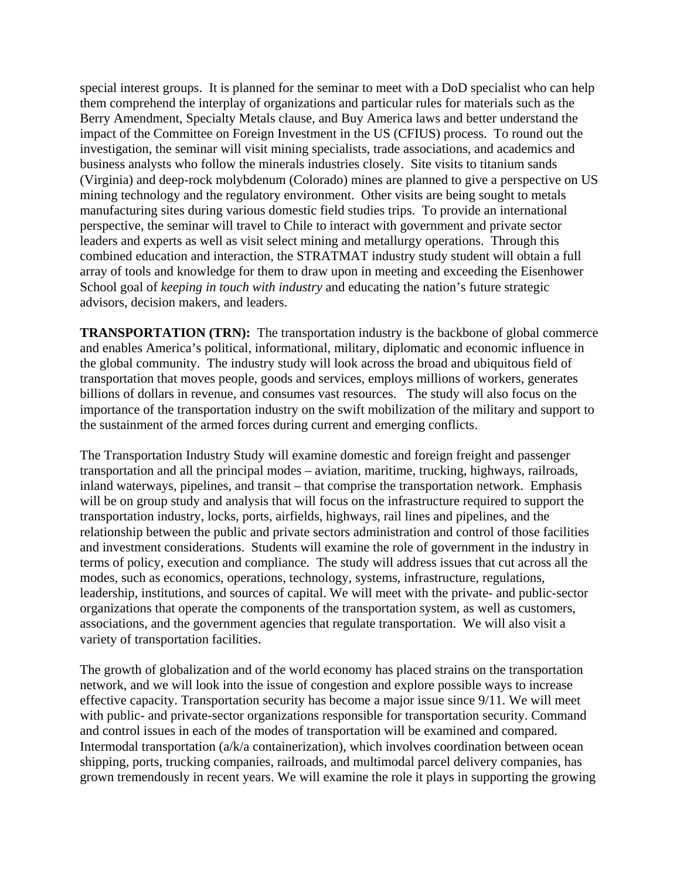special interest groups. It is planned for the seminar to meet with a DoD specialist who can help them comprehend the interplay of organizations and particular rules for materials such as the Berry Amendment, Specialty Metals clause, and Buy America laws and better understand the impact of the Committee on Foreign Investment in the US (CFIUS) process. To round out the investigation, the seminar will visit mining specialists, trade associations, and academics and business analysts who follow the minerals industries closely. Site visits to titanium sands (Virginia) and deep-rock molybdenum (Colorado) mines are planned to give a perspective on US mining technology and the regulatory environment. Other visits are being sought to metals manufacturing sites during various domestic field studies trips. To provide an international perspective, the seminar will travel to Chile to interact with government and private sector leaders and experts as well as visit select mining and metallurgy operations. Through this combined education and interaction, the STRATMAT industry study student will obtain a full array of tools and knowledge for them to draw upon in meeting and exceeding the Eisenhower School goal of *keeping in touch with industry* and educating the nation's future strategic advisors, decision makers, and leaders.

**TRANSPORTATION (TRN):** The transportation industry is the backbone of global commerce and enables America's political, informational, military, diplomatic and economic influence in the global community. The industry study will look across the broad and ubiquitous field of transportation that moves people, goods and services, employs millions of workers, generates billions of dollars in revenue, and consumes vast resources. The study will also focus on the importance of the transportation industry on the swift mobilization of the military and support to the sustainment of the armed forces during current and emerging conflicts.

The Transportation Industry Study will examine domestic and foreign freight and passenger transportation and all the principal modes – aviation, maritime, trucking, highways, railroads, inland waterways, pipelines, and transit – that comprise the transportation network. Emphasis will be on group study and analysis that will focus on the infrastructure required to support the transportation industry, locks, ports, airfields, highways, rail lines and pipelines, and the relationship between the public and private sectors administration and control of those facilities and investment considerations. Students will examine the role of government in the industry in terms of policy, execution and compliance. The study will address issues that cut across all the modes, such as economics, operations, technology, systems, infrastructure, regulations, leadership, institutions, and sources of capital. We will meet with the private- and public-sector organizations that operate the components of the transportation system, as well as customers, associations, and the government agencies that regulate transportation. We will also visit a variety of transportation facilities.

The growth of globalization and of the world economy has placed strains on the transportation network, and we will look into the issue of congestion and explore possible ways to increase effective capacity. Transportation security has become a major issue since 9/11. We will meet with public- and private-sector organizations responsible for transportation security. Command and control issues in each of the modes of transportation will be examined and compared. Intermodal transportation (a/k/a containerization), which involves coordination between ocean shipping, ports, trucking companies, railroads, and multimodal parcel delivery companies, has grown tremendously in recent years. We will examine the role it plays in supporting the growing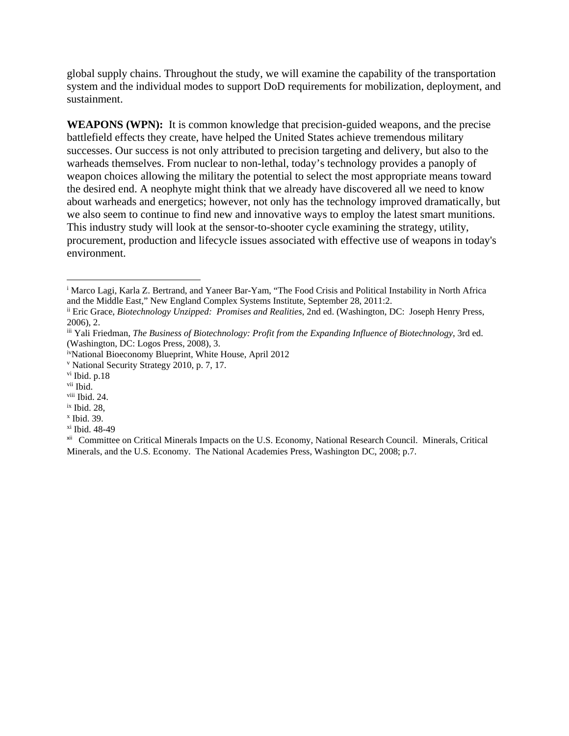global supply chains. Throughout the study, we will examine the capability of the transportation system and the individual modes to support DoD requirements for mobilization, deployment, and sustainment.

**WEAPONS (WPN):** It is common knowledge that precision-guided weapons, and the precise battlefield effects they create, have helped the United States achieve tremendous military successes. Our success is not only attributed to precision targeting and delivery, but also to the warheads themselves. From nuclear to non-lethal, today's technology provides a panoply of weapon choices allowing the military the potential to select the most appropriate means toward the desired end. A neophyte might think that we already have discovered all we need to know about warheads and energetics; however, not only has the technology improved dramatically, but we also seem to continue to find new and innovative ways to employ the latest smart munitions. This industry study will look at the sensor-to-shooter cycle examining the strategy, utility, procurement, production and lifecycle issues associated with effective use of weapons in today's environment.

---

[i] Marco Lagi, Karla Z. Bertrand, and Yaneer Bar-Yam, "The Food Crisis and Political Instability in North Africa and the Middle East," New England Complex Systems Institute, September 28, 2011:2.

[ii] Eric Grace, *Biotechnology Unzipped: Promises and Realities*, 2nd ed. (Washington, DC: Joseph Henry Press, 2006), 2.

[iii] Yali Friedman, *The Business of Biotechnology: Profit from the Expanding Influence of Biotechnology*, 3rd ed. (Washington, DC: Logos Press, 2008), 3.

[iv] National Bioeconomy Blueprint, White House, April 2012

[v] National Security Strategy 2010, p. 7, 17.

[vi] Ibid. p.18

[vii] Ibid.

[viii] Ibid. 24.

[ix] Ibid. 28,

[x] Ibid. 39.

[xi] Ibid. 48-49

[xii] Committee on Critical Minerals Impacts on the U.S. Economy, National Research Council. Minerals, Critical Minerals, and the U.S. Economy. The National Academies Press, Washington DC, 2008; p.7.